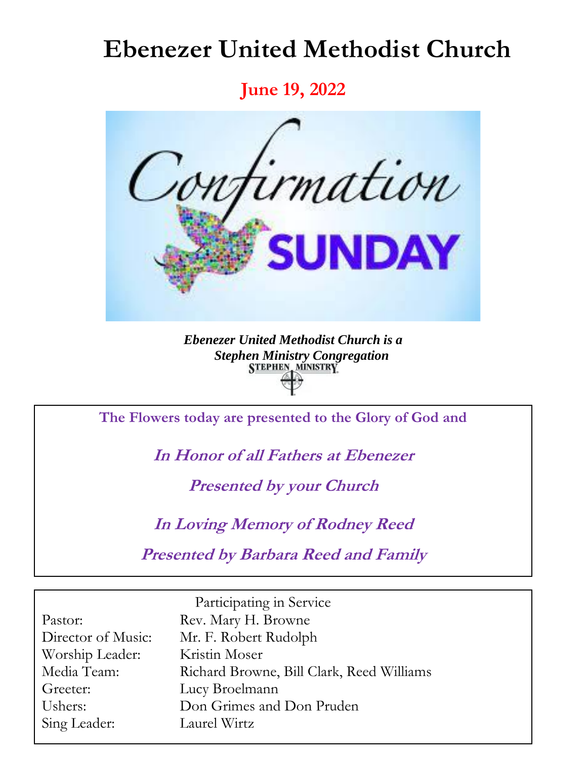# Ebenezer United Methodist Church

**June 19, 2022**

Confirmation SUNDAY

***Ebenezer United Methodist Church is a Stephen Ministry Congregation***

STEPHEN MINISTRY

**The Flowers today are presented to the Glory of God and**

***In Honor of all Fathers at Ebenezer***

***Presented by your Church***

***In Loving Memory of Rodney Reed***

***Presented by Barbara Reed and Family***

Participating in Service

| | |
|---|---|
| Pastor: | Rev. Mary H. Browne |
| Director of Music: | Mr. F. Robert Rudolph |
| Worship Leader: | Kristin Moser |
| Media Team: | Richard Browne, Bill Clark, Reed Williams |
| Greeter: | Lucy Broelmann |
| Ushers: | Don Grimes and Don Pruden |
| Sing Leader: | Laurel Wirtz |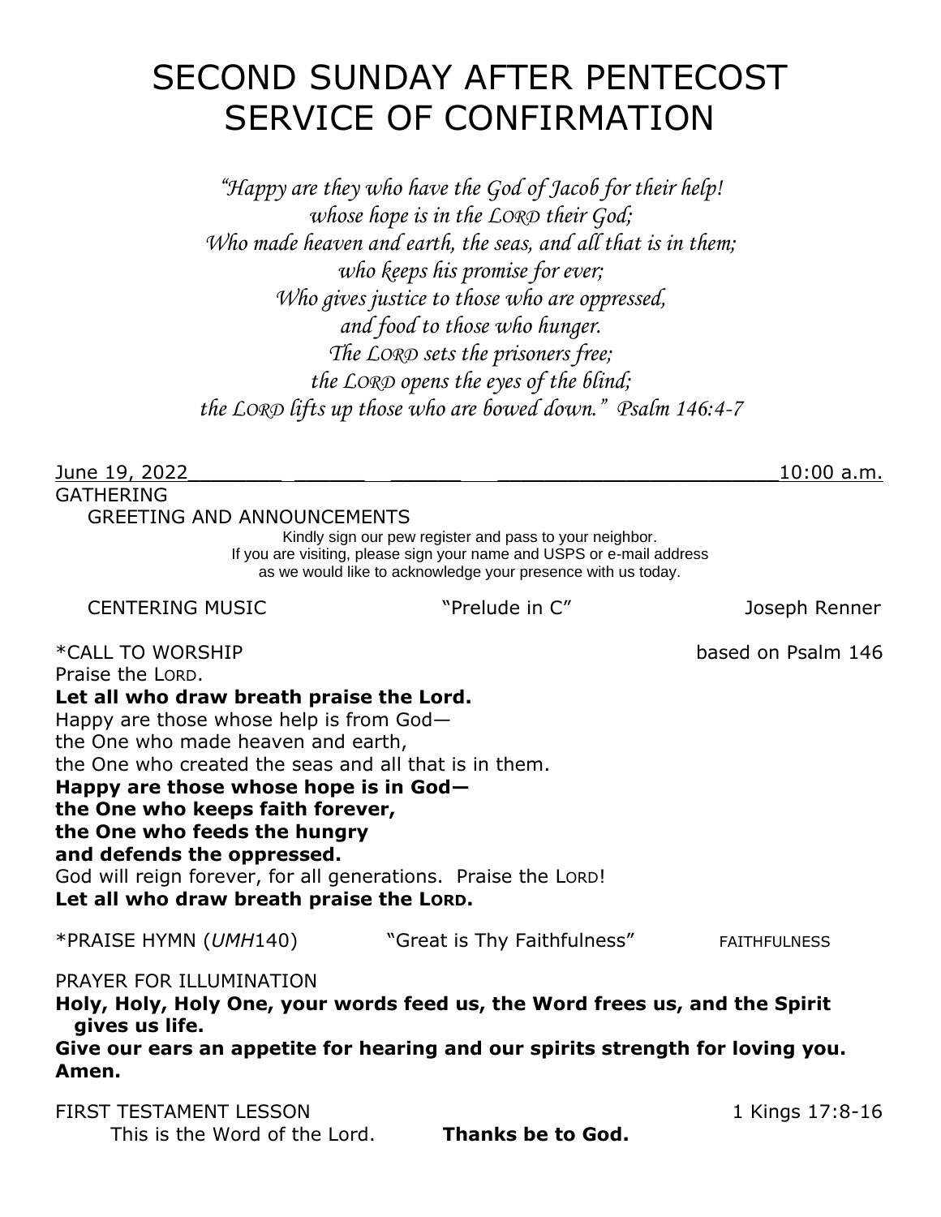# SECOND SUNDAY AFTER PENTECOST
# SERVICE OF CONFIRMATION

*"Happy are they who have the God of Jacob for their help!*
*whose hope is in the LORD their God;*
*Who made heaven and earth, the seas, and all that is in them;*
*who keeps his promise for ever;*
*Who gives justice to those who are oppressed,*
*and food to those who hunger.*
*The LORD sets the prisoners free;*
*the LORD opens the eyes of the blind;*
*the LORD lifts up those who are bowed down." Psalm 146:4-7*

June 19, 2022 10:00 a.m.

GATHERING

GREETING AND ANNOUNCEMENTS

Kindly sign our pew register and pass to your neighbor.
If you are visiting, please sign your name and USPS or e-mail address
as we would like to acknowledge your presence with us today.

CENTERING MUSIC "Prelude in C" Joseph Renner

*CALL TO WORSHIP based on Psalm 146

Praise the LORD.
**Let all who draw breath praise the Lord.**
Happy are those whose help is from God—
the One who made heaven and earth,
the One who created the seas and all that is in them.
**Happy are those whose hope is in God—**
**the One who keeps faith forever,**
**the One who feeds the hungry**
**and defends the oppressed.**
God will reign forever, for all generations. Praise the LORD!
**Let all who draw breath praise the LORD.**

*PRAISE HYMN (*UMH*140) "Great is Thy Faithfulness" FAITHFULNESS

PRAYER FOR ILLUMINATION

**Holy, Holy, Holy One, your words feed us, the Word frees us, and the Spirit gives us life.**
**Give our ears an appetite for hearing and our spirits strength for loving you. Amen.**

FIRST TESTAMENT LESSON 1 Kings 17:8-16

This is the Word of the Lord. **Thanks be to God.**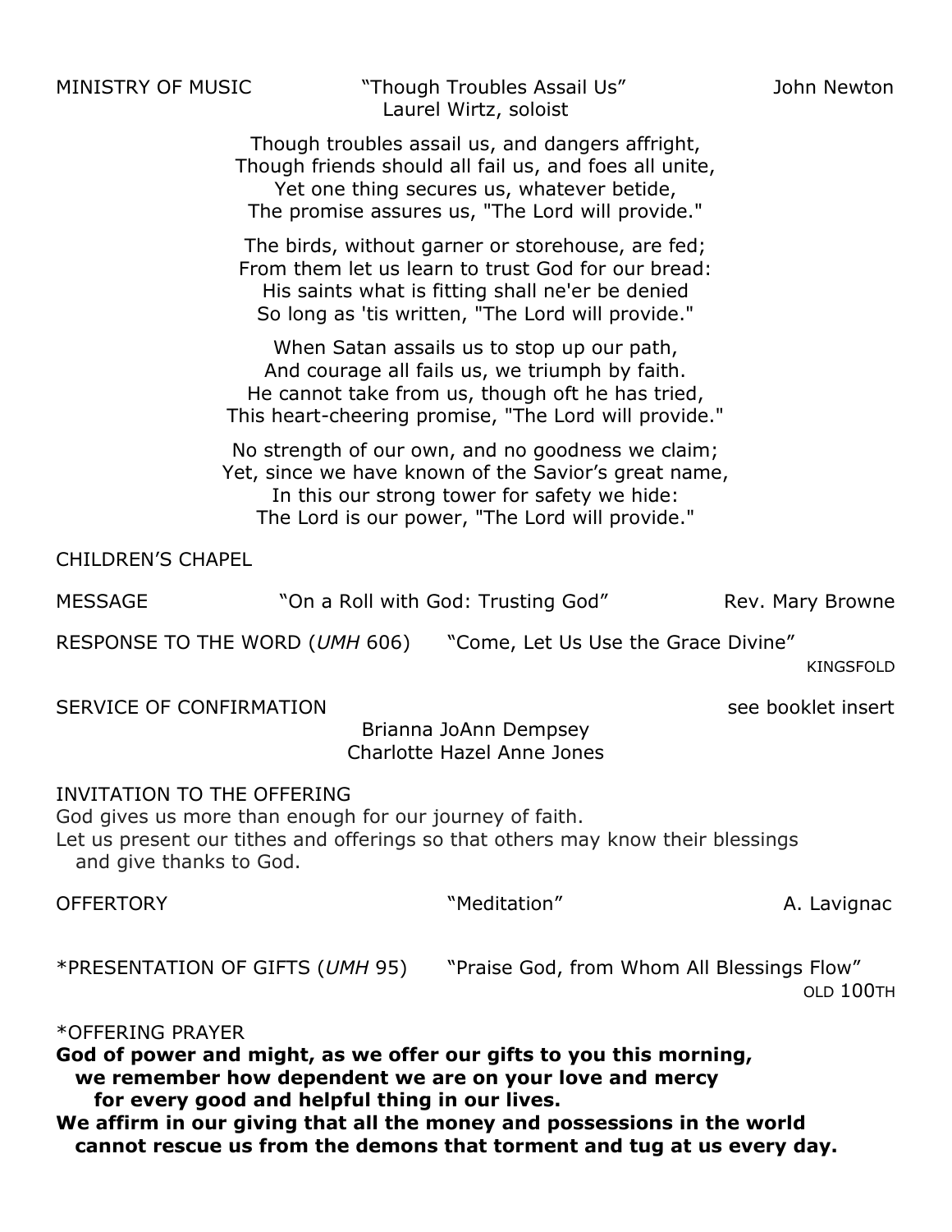MINISTRY OF MUSIC "Though Troubles Assail Us" John Newton
Laurel Wirtz, soloist

Though troubles assail us, and dangers affright,
Though friends should all fail us, and foes all unite,
Yet one thing secures us, whatever betide,
The promise assures us, "The Lord will provide."

The birds, without garner or storehouse, are fed;
From them let us learn to trust God for our bread:
His saints what is fitting shall ne'er be denied
So long as 'tis written, "The Lord will provide."

When Satan assails us to stop up our path,
And courage all fails us, we triumph by faith.
He cannot take from us, though oft he has tried,
This heart-cheering promise, "The Lord will provide."

No strength of our own, and no goodness we claim;
Yet, since we have known of the Savior's great name,
In this our strong tower for safety we hide:
The Lord is our power, "The Lord will provide."

CHILDREN'S CHAPEL

MESSAGE "On a Roll with God: Trusting God" Rev. Mary Browne

RESPONSE TO THE WORD (*UMH* 606) "Come, Let Us Use the Grace Divine"
KINGSFOLD

SERVICE OF CONFIRMATION see booklet insert
Brianna JoAnn Dempsey
Charlotte Hazel Anne Jones

INVITATION TO THE OFFERING
God gives us more than enough for our journey of faith.
Let us present our tithes and offerings so that others may know their blessings
and give thanks to God.

OFFERTORY "Meditation" A. Lavignac

*PRESENTATION OF GIFTS (*UMH* 95) "Praise God, from Whom All Blessings Flow"
OLD 100TH

*OFFERING PRAYER
**God of power and might, as we offer our gifts to you this morning,
we remember how dependent we are on your love and mercy
for every good and helpful thing in our lives.
We affirm in our giving that all the money and possessions in the world
cannot rescue us from the demons that torment and tug at us every day.**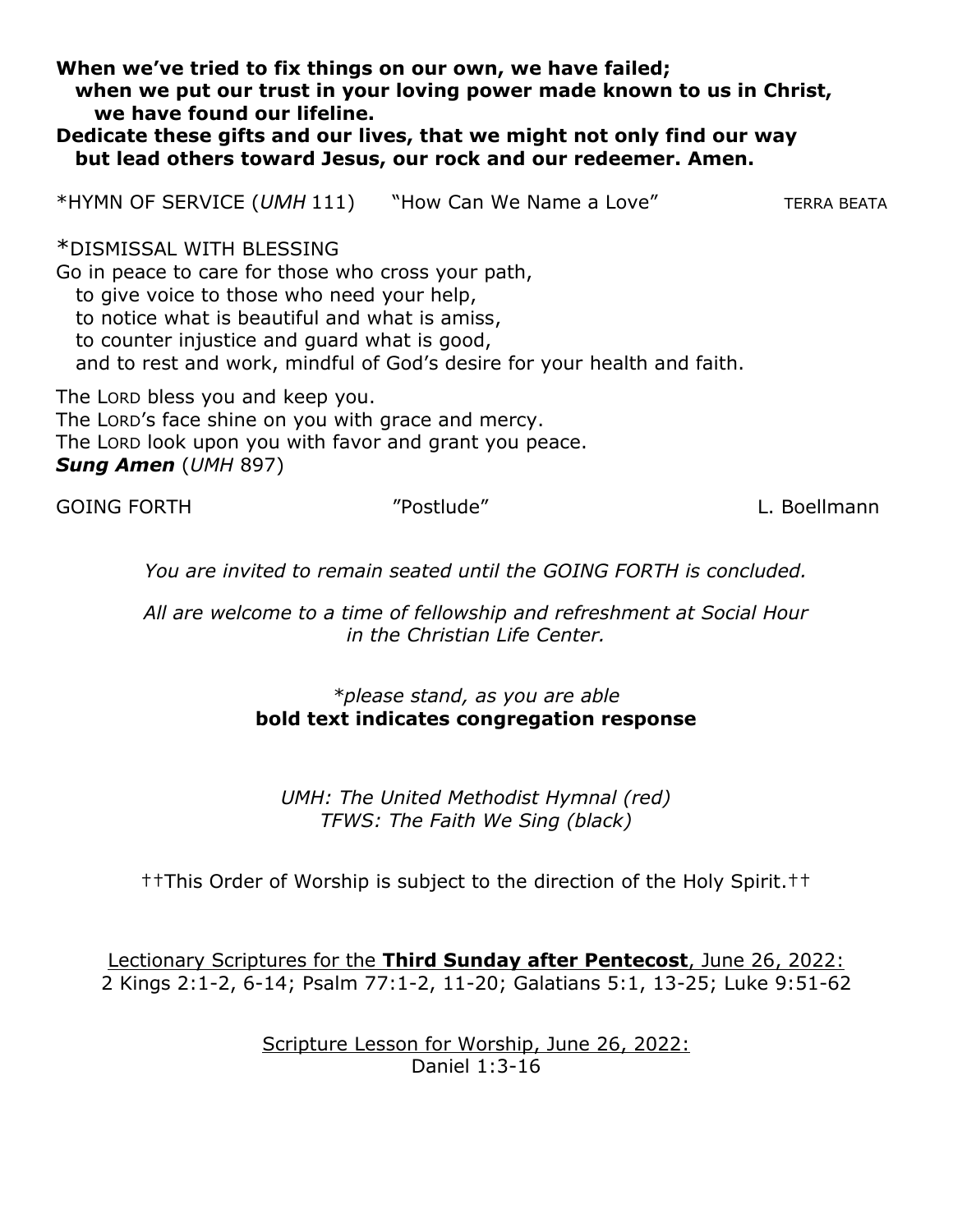**When we've tried to fix things on our own, we have failed;**
**when we put our trust in your loving power made known to us in Christ,**
**we have found our lifeline.**
**Dedicate these gifts and our lives, that we might not only find our way**
**but lead others toward Jesus, our rock and our redeemer. Amen.**

*HYMN OF SERVICE (*UMH* 111) "How Can We Name a Love" TERRA BEATA

*DISMISSAL WITH BLESSING

Go in peace to care for those who cross your path,
to give voice to those who need your help,
to notice what is beautiful and what is amiss,
to counter injustice and guard what is good,
and to rest and work, mindful of God's desire for your health and faith.

The LORD bless you and keep you.
The LORD's face shine on you with grace and mercy.
The LORD look upon you with favor and grant you peace.
***Sung Amen*** (*UMH* 897)

GOING FORTH "Postlude" L. Boellmann

*You are invited to remain seated until the GOING FORTH is concluded.*

*All are welcome to a time of fellowship and refreshment at Social Hour in the Christian Life Center.*

**please stand, as you are able*
**bold text indicates congregation response**

*UMH: The United Methodist Hymnal (red)*
*TFWS: The Faith We Sing (black)*

††This Order of Worship is subject to the direction of the Holy Spirit.††

Lectionary Scriptures for the **Third Sunday after Pentecost**, June 26, 2022:
2 Kings 2:1-2, 6-14; Psalm 77:1-2, 11-20; Galatians 5:1, 13-25; Luke 9:51-62

Scripture Lesson for Worship, June 26, 2022:
Daniel 1:3-16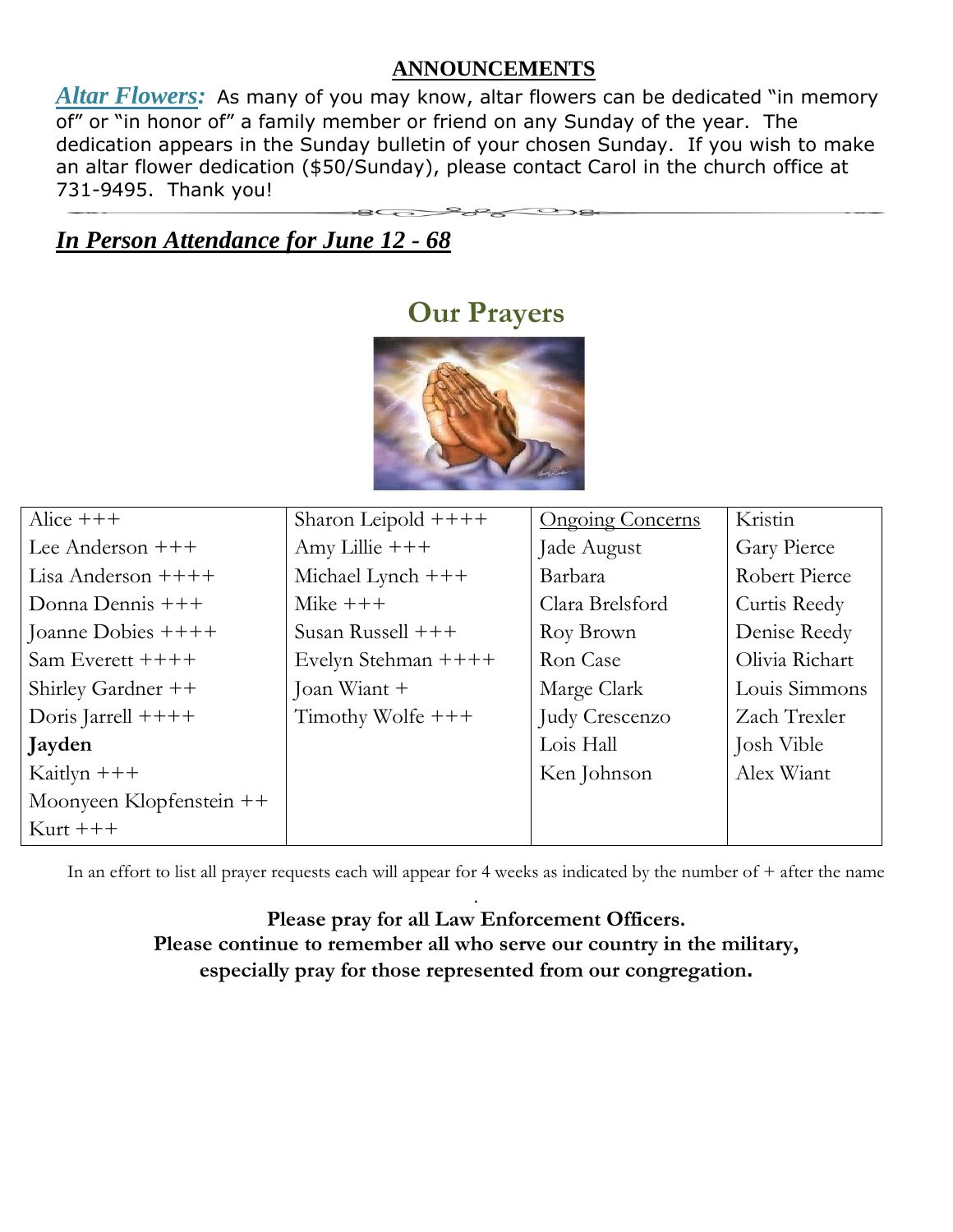## ANNOUNCEMENTS

***Altar Flowers:*** As many of you may know, altar flowers can be dedicated "in memory of" or "in honor of" a family member or friend on any Sunday of the year. The dedication appears in the Sunday bulletin of your chosen Sunday. If you wish to make an altar flower dedication ($50/Sunday), please contact Carol in the church office at 731-9495. Thank you!

***In Person Attendance for June 12 - 68***

# Our Prayers

| | | | |
|---|---|---|---|
| Alice +++ | Sharon Leipold ++++ | Ongoing Concerns | Kristin |
| Lee Anderson +++ | Amy Lillie +++ | Jade August | Gary Pierce |
| Lisa Anderson ++++ | Michael Lynch +++ | Barbara | Robert Pierce |
| Donna Dennis +++ | Mike +++ | Clara Brelsford | Curtis Reedy |
| Joanne Dobies ++++ | Susan Russell +++ | Roy Brown | Denise Reedy |
| Sam Everett ++++ | Evelyn Stehman ++++ | Ron Case | Olivia Richart |
| Shirley Gardner ++ | Joan Wiant + | Marge Clark | Louis Simmons |
| Doris Jarrell ++++ | Timothy Wolfe +++ | Judy Crescenzo | Zach Trexler |
| **Jayden** | | Lois Hall | Josh Vible |
| Kaitlyn +++ | | Ken Johnson | Alex Wiant |
| Moonyeen Klopfenstein ++ | | | |
| Kurt +++ | | | |

In an effort to list all prayer requests each will appear for 4 weeks as indicated by the number of + after the name.

**Please pray for all Law Enforcement Officers.**
**Please continue to remember all who serve our country in the military, especially pray for those represented from our congregation.**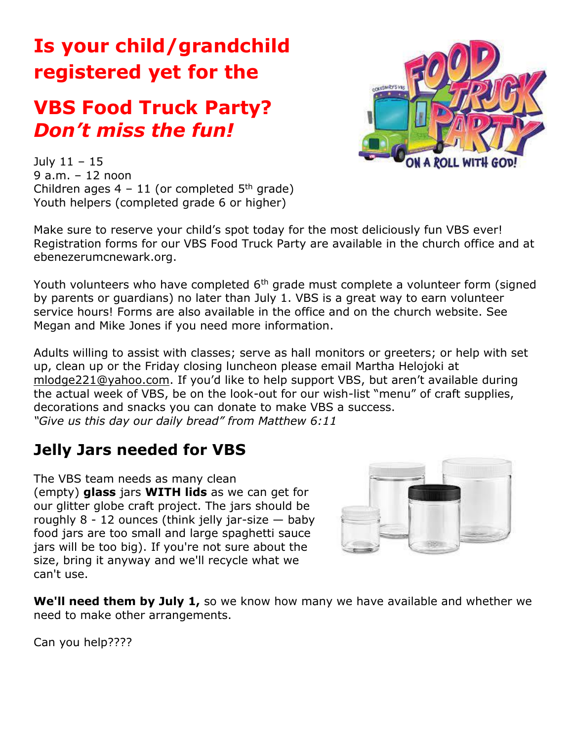# Is your child/grandchild registered yet for the

# VBS Food Truck Party? *Don't miss the fun!*

July 11 – 15
9 a.m. – 12 noon
Children ages 4 – 11 (or completed 5th grade)
Youth helpers (completed grade 6 or higher)

Make sure to reserve your child's spot today for the most deliciously fun VBS ever! Registration forms for our VBS Food Truck Party are available in the church office and at ebenezerumcnewark.org.

Youth volunteers who have completed 6th grade must complete a volunteer form (signed by parents or guardians) no later than July 1. VBS is a great way to earn volunteer service hours! Forms are also available in the office and on the church website. See Megan and Mike Jones if you need more information.

Adults willing to assist with classes; serve as hall monitors or greeters; or help with set up, clean up or the Friday closing luncheon please email Martha Helojoki at mlodge221@yahoo.com. If you'd like to help support VBS, but aren't available during the actual week of VBS, be on the look-out for our wish-list "menu" of craft supplies, decorations and snacks you can donate to make VBS a success.
*"Give us this day our daily bread" from Matthew 6:11*

## Jelly Jars needed for VBS

The VBS team needs as many clean (empty) **glass** jars **WITH lids** as we can get for our glitter globe craft project. The jars should be roughly 8 - 12 ounces (think jelly jar-size — baby food jars are too small and large spaghetti sauce jars will be too big). If you're not sure about the size, bring it anyway and we'll recycle what we can't use.

**We'll need them by July 1,** so we know how many we have available and whether we need to make other arrangements.

Can you help????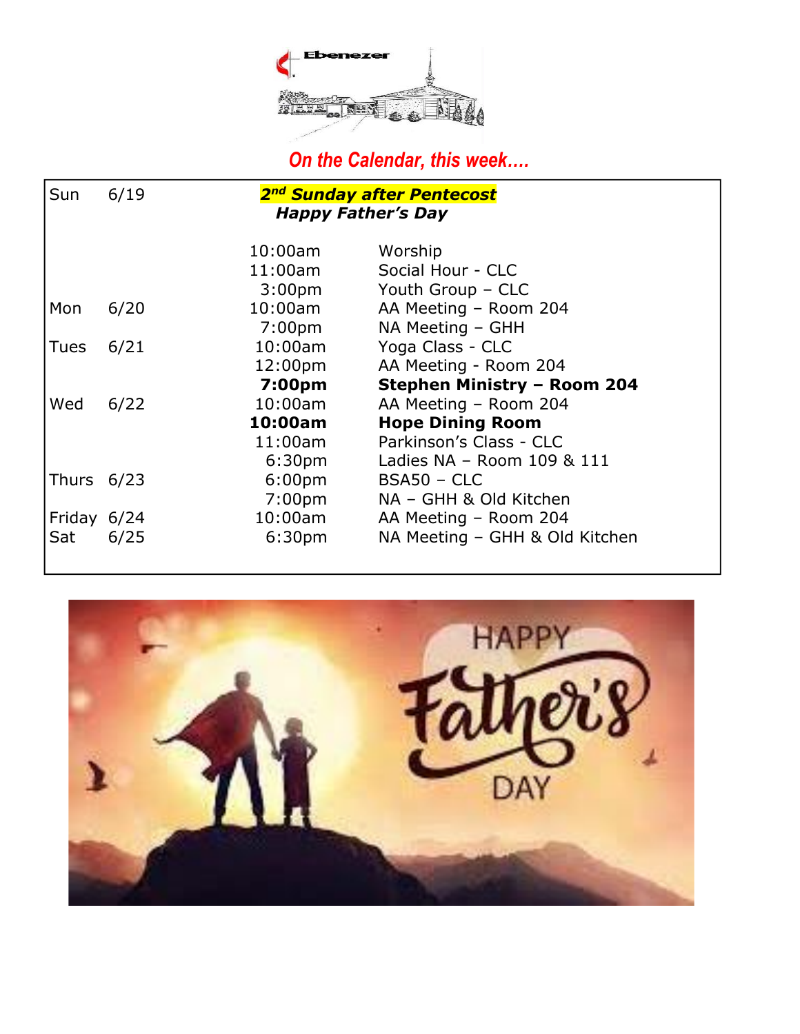Ebenezer

## *On the Calendar, this week….*

| | | | |
|---|---|---|---|
| Sun | 6/19 | ***2nd Sunday after Pentecost*** | |
| | | ***Happy Father's Day*** | |
| | | 10:00am | Worship |
| | | 11:00am | Social Hour - CLC |
| | | 3:00pm | Youth Group – CLC |
| Mon | 6/20 | 10:00am | AA Meeting – Room 204 |
| | | 7:00pm | NA Meeting – GHH |
| Tues | 6/21 | 10:00am | Yoga Class - CLC |
| | | 12:00pm | AA Meeting - Room 204 |
| | | **7:00pm** | **Stephen Ministry – Room 204** |
| Wed | 6/22 | 10:00am | AA Meeting – Room 204 |
| | | **10:00am** | **Hope Dining Room** |
| | | 11:00am | Parkinson's Class - CLC |
| | | 6:30pm | Ladies NA – Room 109 & 111 |
| Thurs | 6/23 | 6:00pm | BSA50 – CLC |
| | | 7:00pm | NA – GHH & Old Kitchen |
| Friday | 6/24 | 10:00am | AA Meeting – Room 204 |
| Sat | 6/25 | 6:30pm | NA Meeting – GHH & Old Kitchen |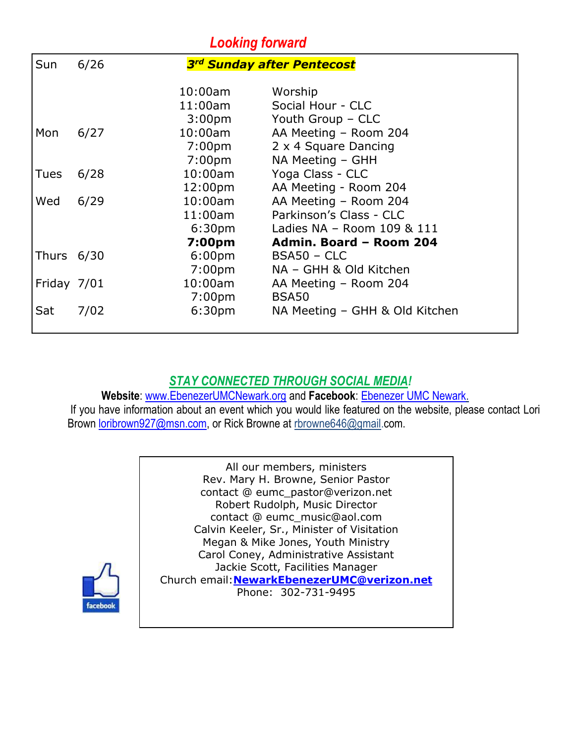## *Looking forward*

| | | | |
|---|---|---|---|
| Sun | 6/26 | | ***3rd Sunday after Pentecost*** |
| | | 10:00am | Worship |
| | | 11:00am | Social Hour - CLC |
| | | 3:00pm | Youth Group – CLC |
| Mon | 6/27 | 10:00am | AA Meeting – Room 204 |
| | | 7:00pm | 2 x 4 Square Dancing |
| | | 7:00pm | NA Meeting – GHH |
| Tues | 6/28 | 10:00am | Yoga Class - CLC |
| | | 12:00pm | AA Meeting - Room 204 |
| Wed | 6/29 | 10:00am | AA Meeting – Room 204 |
| | | 11:00am | Parkinson's Class - CLC |
| | | 6:30pm | Ladies NA – Room 109 & 111 |
| | | **7:00pm** | **Admin. Board – Room 204** |
| Thurs | 6/30 | 6:00pm | BSA50 – CLC |
| | | 7:00pm | NA – GHH & Old Kitchen |
| Friday | 7/01 | 10:00am | AA Meeting – Room 204 |
| | | 7:00pm | BSA50 |
| Sat | 7/02 | 6:30pm | NA Meeting – GHH & Old Kitchen |

## *STAY CONNECTED THROUGH SOCIAL MEDIA!*

**Website**: www.EbenezerUMCNewark.org and **Facebook**: Ebenezer UMC Newark.
If you have information about an event which you would like featured on the website, please contact Lori Brown loribrown927@msn.com, or Rick Browne at rbrowne646@gmail.com.

All our members, ministers
Rev. Mary H. Browne, Senior Pastor
contact @ eumc_pastor@verizon.net
Robert Rudolph, Music Director
contact @ eumc_music@aol.com
Calvin Keeler, Sr., Minister of Visitation
Megan & Mike Jones, Youth Ministry
Carol Coney, Administrative Assistant
Jackie Scott, Facilities Manager
Church email: **NewarkEbenezerUMC@verizon.net**
Phone: 302-731-9495

facebook